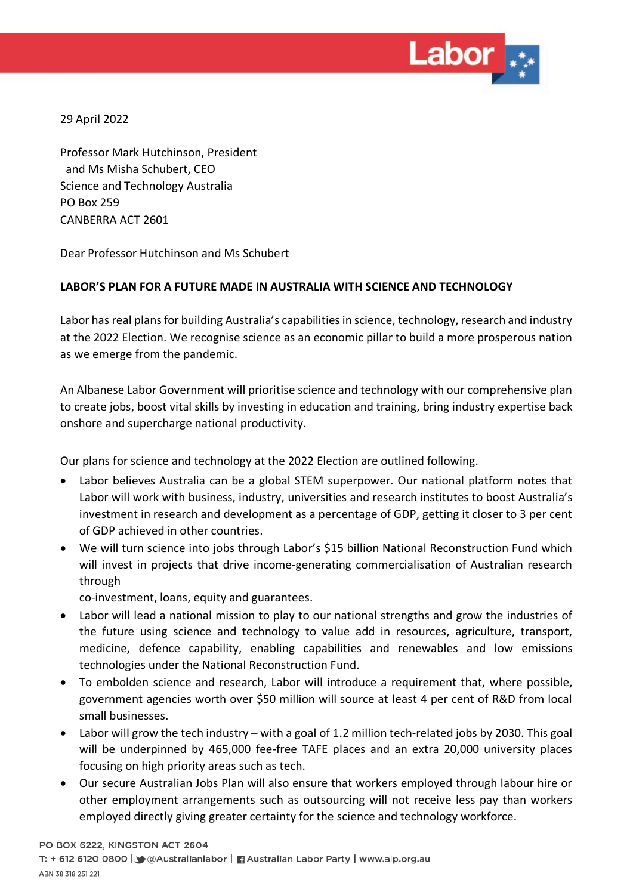29 April 2022

Professor Mark Hutchinson, President
and Ms Misha Schubert, CEO
Science and Technology Australia
PO Box 259
CANBERRA ACT 2601

Dear Professor Hutchinson and Ms Schubert

**LABOR'S PLAN FOR A FUTURE MADE IN AUSTRALIA WITH SCIENCE AND TECHNOLOGY**

Labor has real plans for building Australia's capabilities in science, technology, research and industry at the 2022 Election. We recognise science as an economic pillar to build a more prosperous nation as we emerge from the pandemic.

An Albanese Labor Government will prioritise science and technology with our comprehensive plan to create jobs, boost vital skills by investing in education and training, bring industry expertise back onshore and supercharge national productivity.

Our plans for science and technology at the 2022 Election are outlined following.

- Labor believes Australia can be a global STEM superpower. Our national platform notes that Labor will work with business, industry, universities and research institutes to boost Australia's investment in research and development as a percentage of GDP, getting it closer to 3 per cent of GDP achieved in other countries.
- We will turn science into jobs through Labor's $15 billion National Reconstruction Fund which will invest in projects that drive income-generating commercialisation of Australian research through co-investment, loans, equity and guarantees.
- Labor will lead a national mission to play to our national strengths and grow the industries of the future using science and technology to value add in resources, agriculture, transport, medicine, defence capability, enabling capabilities and renewables and low emissions technologies under the National Reconstruction Fund.
- To embolden science and research, Labor will introduce a requirement that, where possible, government agencies worth over $50 million will source at least 4 per cent of R&D from local small businesses.
- Labor will grow the tech industry – with a goal of 1.2 million tech-related jobs by 2030. This goal will be underpinned by 465,000 fee-free TAFE places and an extra 20,000 university places focusing on high priority areas such as tech.
- Our secure Australian Jobs Plan will also ensure that workers employed through labour hire or other employment arrangements such as outsourcing will not receive less pay than workers employed directly giving greater certainty for the science and technology workforce.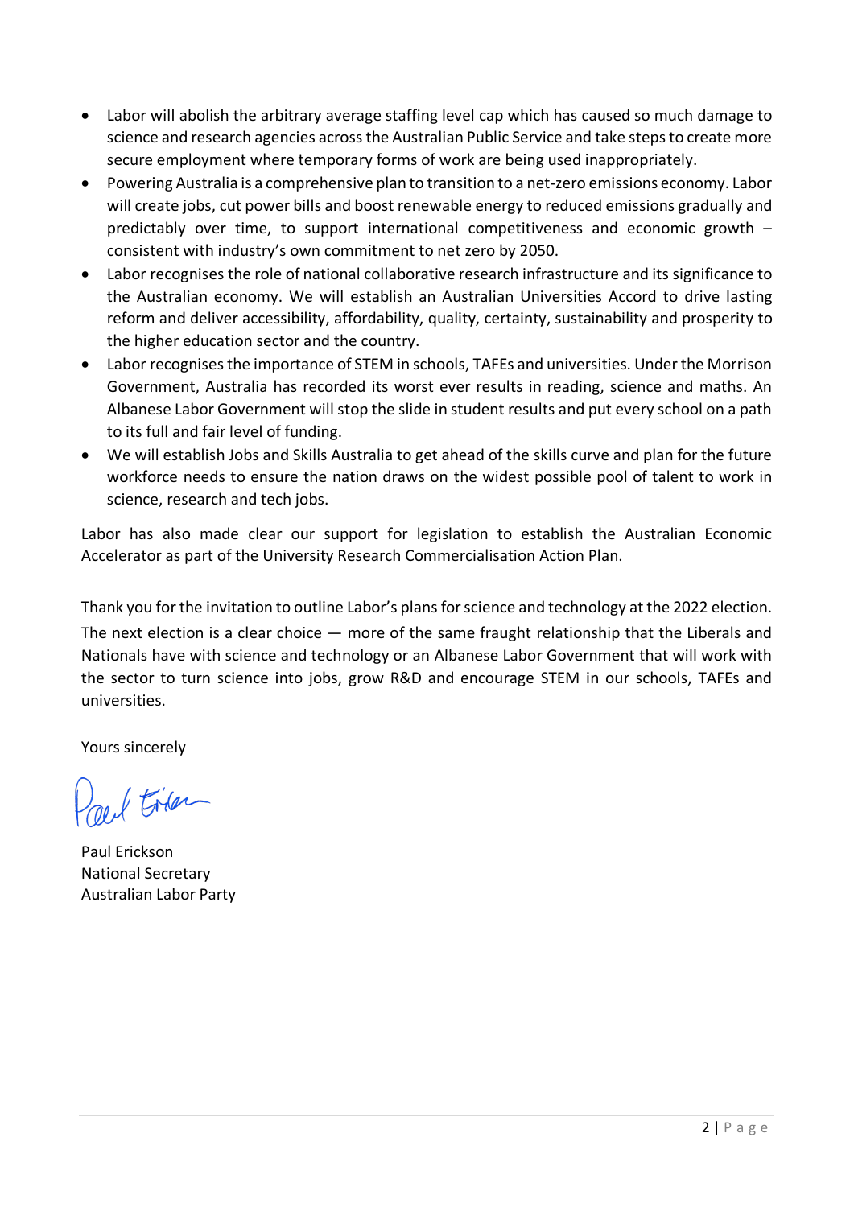- Labor will abolish the arbitrary average staffing level cap which has caused so much damage to science and research agencies across the Australian Public Service and take steps to create more secure employment where temporary forms of work are being used inappropriately.
- Powering Australia is a comprehensive plan to transition to a net-zero emissions economy. Labor will create jobs, cut power bills and boost renewable energy to reduced emissions gradually and predictably over time, to support international competitiveness and economic growth – consistent with industry's own commitment to net zero by 2050.
- Labor recognises the role of national collaborative research infrastructure and its significance to the Australian economy. We will establish an Australian Universities Accord to drive lasting reform and deliver accessibility, affordability, quality, certainty, sustainability and prosperity to the higher education sector and the country.
- Labor recognises the importance of STEM in schools, TAFEs and universities. Under the Morrison Government, Australia has recorded its worst ever results in reading, science and maths. An Albanese Labor Government will stop the slide in student results and put every school on a path to its full and fair level of funding.
- We will establish Jobs and Skills Australia to get ahead of the skills curve and plan for the future workforce needs to ensure the nation draws on the widest possible pool of talent to work in science, research and tech jobs.

Labor has also made clear our support for legislation to establish the Australian Economic Accelerator as part of the University Research Commercialisation Action Plan.

Thank you for the invitation to outline Labor's plans for science and technology at the 2022 election.

The next election is a clear choice — more of the same fraught relationship that the Liberals and Nationals have with science and technology or an Albanese Labor Government that will work with the sector to turn science into jobs, grow R&D and encourage STEM in our schools, TAFEs and universities.

Yours sincerely

Paul Erickson
National Secretary
Australian Labor Party